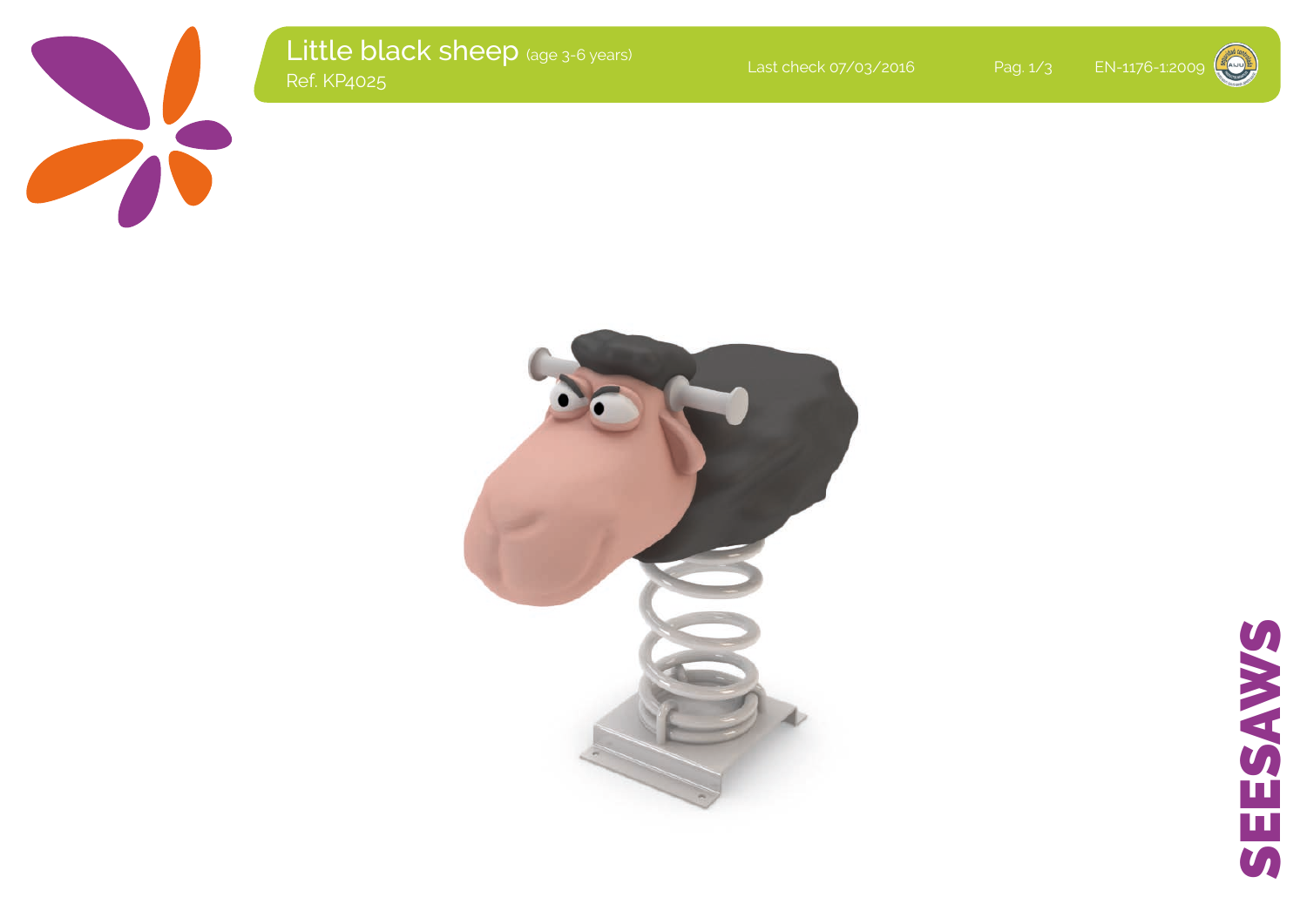# Little black sheep (age 3-6 years)

Ref. KP4025

Last check 07/03/2016

EN-1176-1:2009

SEESAWS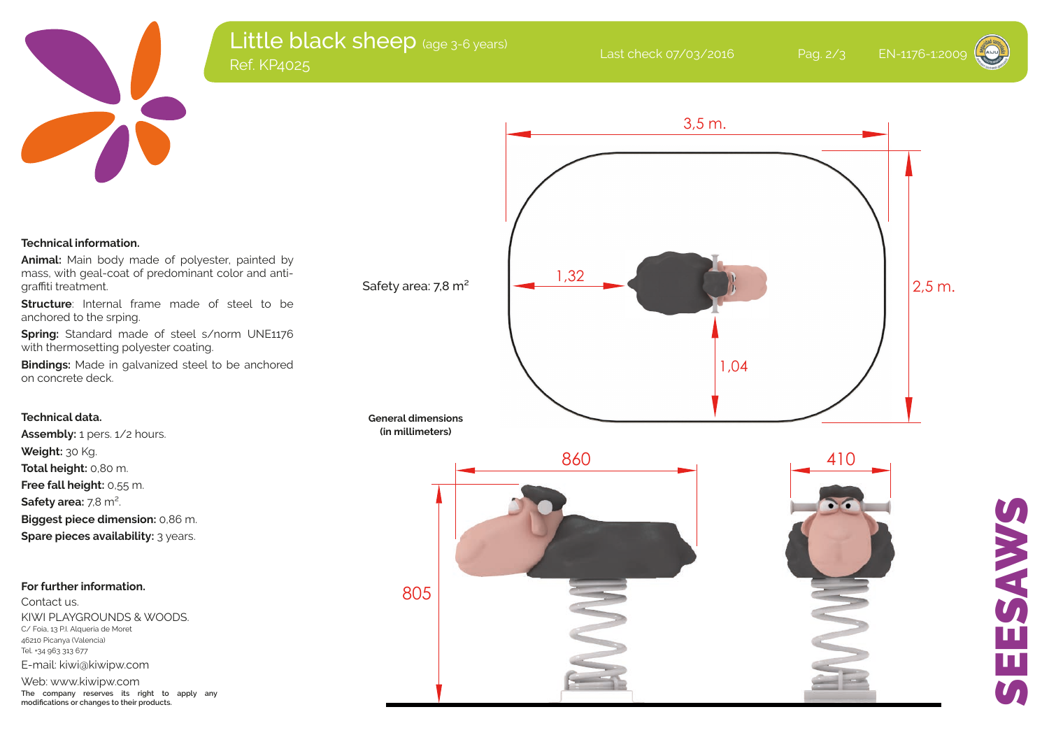# Little black sheep (age 3-6 years)

Ref. KP4025

Last check 07/03/2016

EN-1176-1:2009

### Technical information.

**Animal:** Main body made of polyester, painted by mass, with geal-coat of predominant color and anti-graffiti treatment.

**Structure**: Internal frame made of steel to be anchored to the srping.

**Spring:** Standard made of steel s/norm UNE1176 with thermosetting polyester coating.

**Bindings:** Made in galvanized steel to be anchored on concrete deck.

### Technical data.

**Assembly:** 1 pers. 1/2 hours.

**Weight:** 30 Kg.

**Total height:** 0,80 m.

**Free fall height:** 0,55 m.

**Safety area:** 7,8 m².

**Biggest piece dimension:** 0,86 m.

**Spare pieces availability:** 3 years.

### For further information.

Contact us.

KIWI PLAYGROUNDS & WOODS.

C/ Foia, 13 P.I. Alqueria de Moret

46210 Picanya (Valencia)

Tel. +34 963 313 677

E-mail: kiwi@kiwipw.com

Web: www.kiwipw.com

**The company reserves its right to apply any modifications or changes to their products.**

Safety area: 7,8 m²

3,5 m.

2,5 m.

1,32

1,04

**General dimensions (in millimeters)**

860

410

805

SEESAWS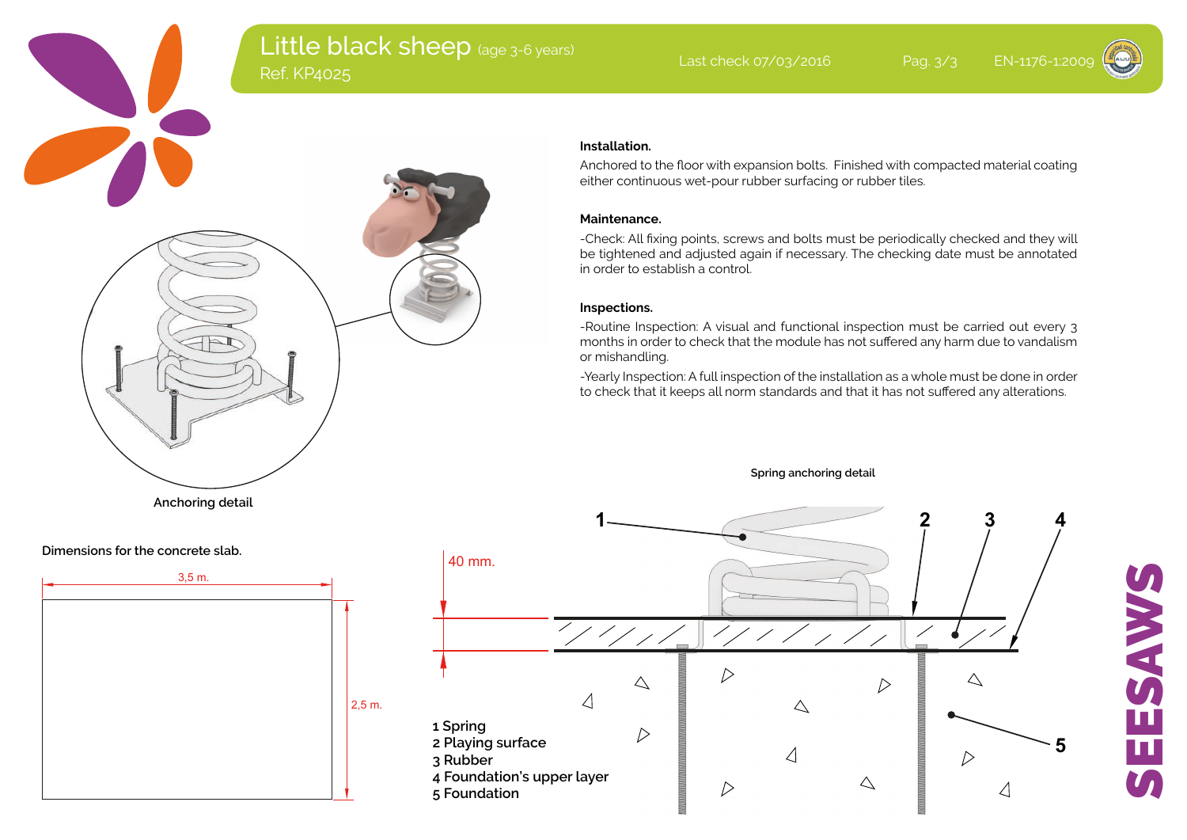# Little black sheep (age 3-6 years)

Ref. KP4025

Last check 07/03/2016

EN-1176-1:2009

**Installation.**

Anchored to the floor with expansion bolts. Finished with compacted material coating either continuous wet-pour rubber surfacing or rubber tiles.

**Maintenance.**

-Check: All fixing points, screws and bolts must be periodically checked and they will be tightened and adjusted again if necessary. The checking date must be annotated in order to establish a control.

**Inspections.**

-Routine Inspection: A visual and functional inspection must be carried out every 3 months in order to check that the module has not suffered any harm due to vandalism or mishandling.

-Yearly Inspection: A full inspection of the installation as a whole must be done in order to check that it keeps all norm standards and that it has not suffered any alterations.

Anchoring detail

**Dimensions for the concrete slab.**

3,5 m.

2,5 m.

Spring anchoring detail

40 mm.

1 Spring
2 Playing surface
3 Rubber
4 Foundation's upper layer
5 Foundation

SEESAWS